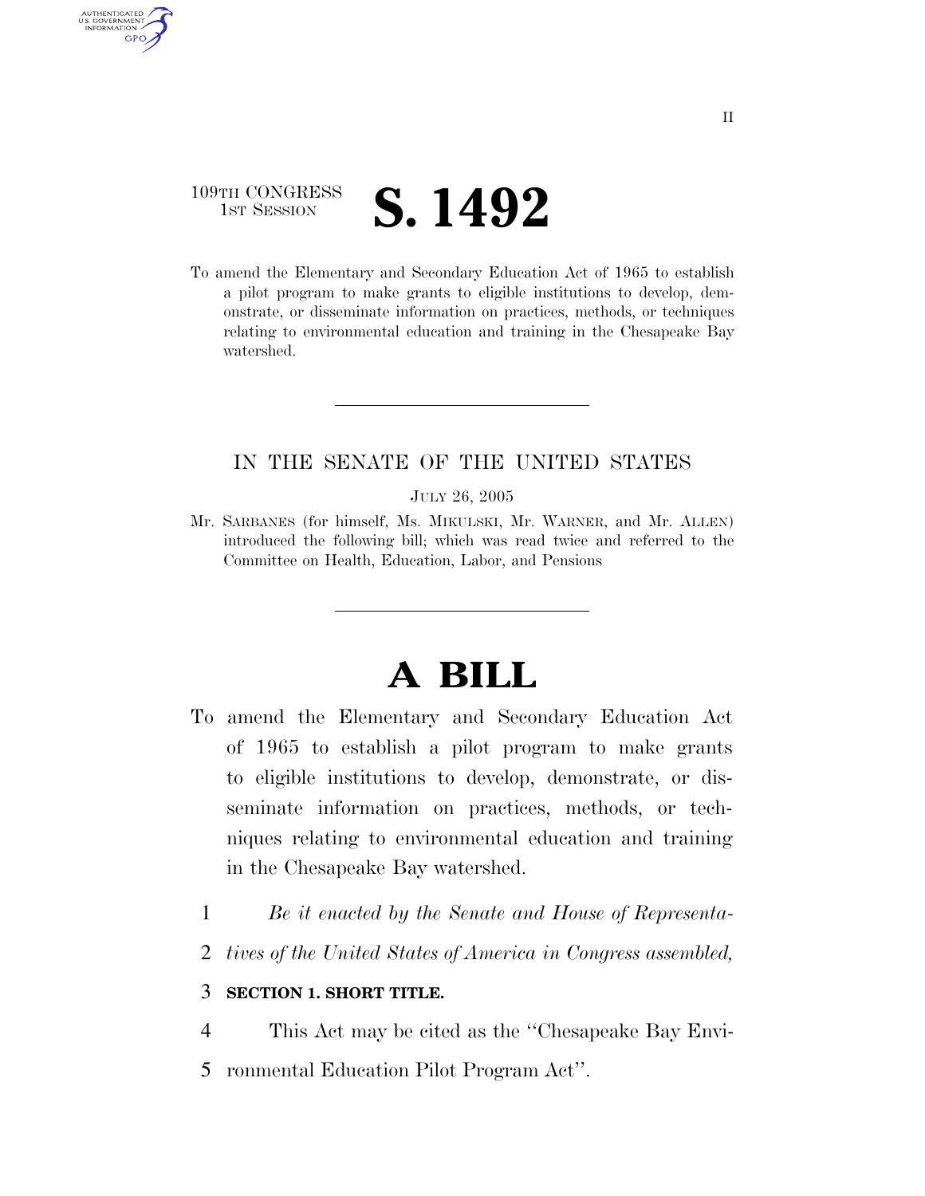109TH CONGRESS
1ST SESSION

# S. 1492

To amend the Elementary and Secondary Education Act of 1965 to establish a pilot program to make grants to eligible institutions to develop, demonstrate, or disseminate information on practices, methods, or techniques relating to environmental education and training in the Chesapeake Bay watershed.

IN THE SENATE OF THE UNITED STATES

JULY 26, 2005

Mr. SARBANES (for himself, Ms. MIKULSKI, Mr. WARNER, and Mr. ALLEN) introduced the following bill; which was read twice and referred to the Committee on Health, Education, Labor, and Pensions

# A BILL

To amend the Elementary and Secondary Education Act of 1965 to establish a pilot program to make grants to eligible institutions to develop, demonstrate, or disseminate information on practices, methods, or techniques relating to environmental education and training in the Chesapeake Bay watershed.

1 *Be it enacted by the Senate and House of Representa-*
2 *tives of the United States of America in Congress assembled,*

3 **SECTION 1. SHORT TITLE.**

4 This Act may be cited as the ''Chesapeake Bay Envi-
5 ronmental Education Pilot Program Act''.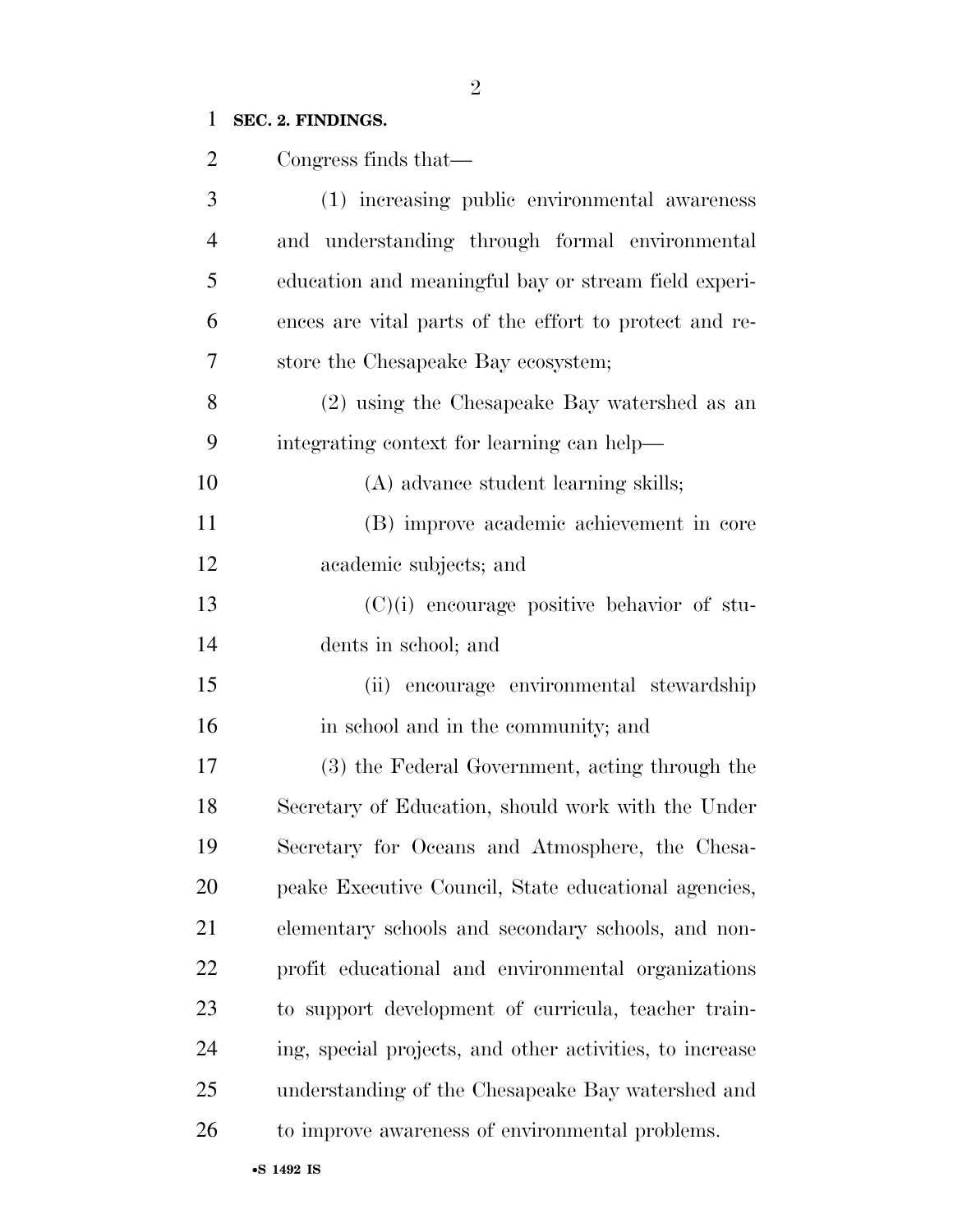**SEC. 2. FINDINGS.**

Congress finds that—

(1) increasing public environmental awareness and understanding through formal environmental education and meaningful bay or stream field experiences are vital parts of the effort to protect and restore the Chesapeake Bay ecosystem;

(2) using the Chesapeake Bay watershed as an integrating context for learning can help—

(A) advance student learning skills;

(B) improve academic achievement in core academic subjects; and

(C)(i) encourage positive behavior of students in school; and

(ii) encourage environmental stewardship in school and in the community; and

(3) the Federal Government, acting through the Secretary of Education, should work with the Under Secretary for Oceans and Atmosphere, the Chesapeake Executive Council, State educational agencies, elementary schools and secondary schools, and nonprofit educational and environmental organizations to support development of curricula, teacher training, special projects, and other activities, to increase understanding of the Chesapeake Bay watershed and to improve awareness of environmental problems.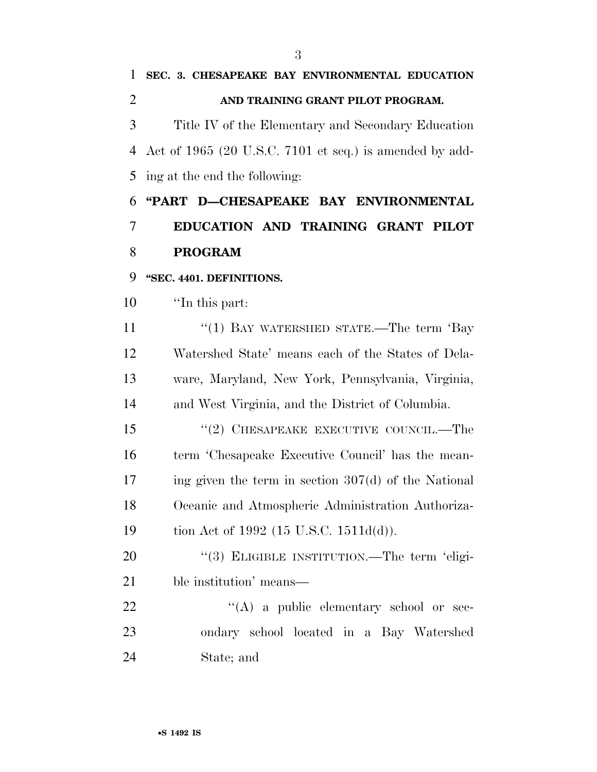**SEC. 3. CHESAPEAKE BAY ENVIRONMENTAL EDUCATION AND TRAINING GRANT PILOT PROGRAM.**

Title IV of the Elementary and Secondary Education Act of 1965 (20 U.S.C. 7101 et seq.) is amended by adding at the end the following:

**"PART D—CHESAPEAKE BAY ENVIRONMENTAL EDUCATION AND TRAINING GRANT PILOT PROGRAM**

**"SEC. 4401. DEFINITIONS.**

"In this part:

"(1) BAY WATERSHED STATE.—The term 'Bay Watershed State' means each of the States of Delaware, Maryland, New York, Pennsylvania, Virginia, and West Virginia, and the District of Columbia.

"(2) CHESAPEAKE EXECUTIVE COUNCIL.—The term 'Chesapeake Executive Council' has the meaning given the term in section 307(d) of the National Oceanic and Atmospheric Administration Authorization Act of 1992 (15 U.S.C. 1511d(d)).

"(3) ELIGIBLE INSTITUTION.—The term 'eligible institution' means—

"(A) a public elementary school or secondary school located in a Bay Watershed State; and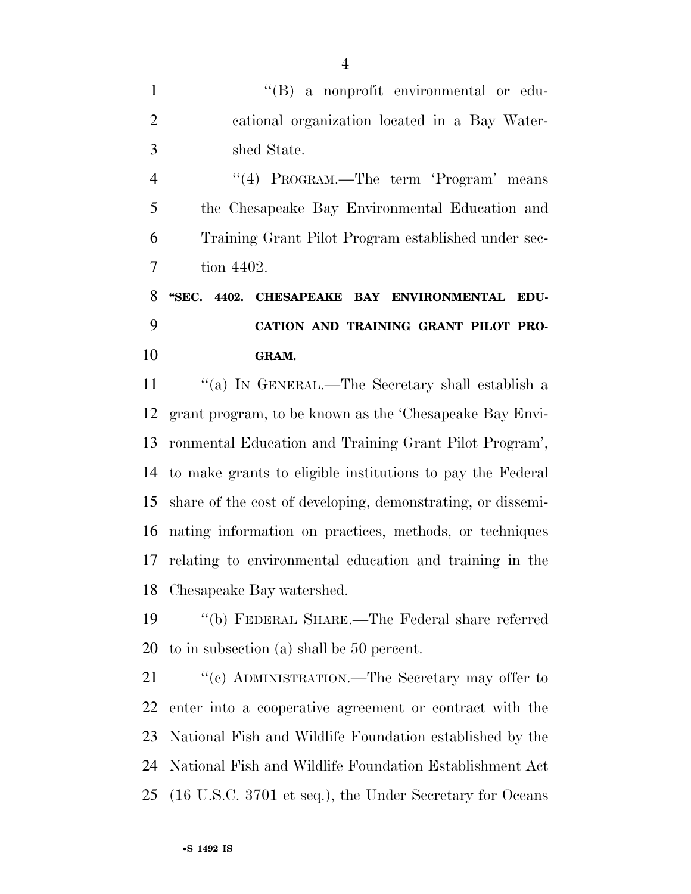"(B) a nonprofit environmental or educational organization located in a Bay Watershed State.

"(4) PROGRAM.—The term 'Program' means the Chesapeake Bay Environmental Education and Training Grant Pilot Program established under section 4402.

**"SEC. 4402. CHESAPEAKE BAY ENVIRONMENTAL EDUCATION AND TRAINING GRANT PILOT PROGRAM.**

"(a) IN GENERAL.—The Secretary shall establish a grant program, to be known as the 'Chesapeake Bay Environmental Education and Training Grant Pilot Program', to make grants to eligible institutions to pay the Federal share of the cost of developing, demonstrating, or disseminating information on practices, methods, or techniques relating to environmental education and training in the Chesapeake Bay watershed.

"(b) FEDERAL SHARE.—The Federal share referred to in subsection (a) shall be 50 percent.

"(c) ADMINISTRATION.—The Secretary may offer to enter into a cooperative agreement or contract with the National Fish and Wildlife Foundation established by the National Fish and Wildlife Foundation Establishment Act (16 U.S.C. 3701 et seq.), the Under Secretary for Oceans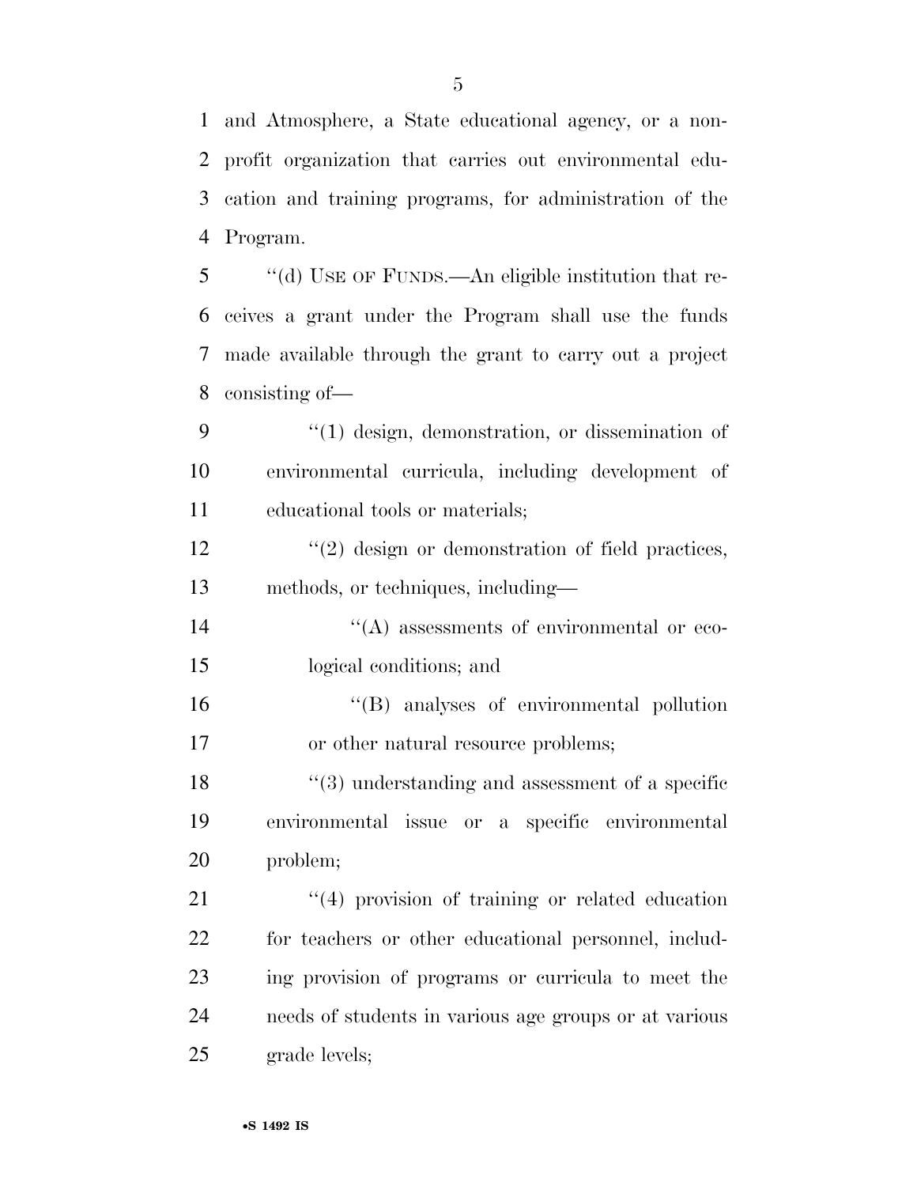and Atmosphere, a State educational agency, or a non-profit organization that carries out environmental education and training programs, for administration of the Program.

''(d) USE OF FUNDS.—An eligible institution that receives a grant under the Program shall use the funds made available through the grant to carry out a project consisting of—

''(1) design, demonstration, or dissemination of environmental curricula, including development of educational tools or materials;

''(2) design or demonstration of field practices, methods, or techniques, including—

''(A) assessments of environmental or ecological conditions; and

''(B) analyses of environmental pollution or other natural resource problems;

''(3) understanding and assessment of a specific environmental issue or a specific environmental problem;

''(4) provision of training or related education for teachers or other educational personnel, including provision of programs or curricula to meet the needs of students in various age groups or at various grade levels;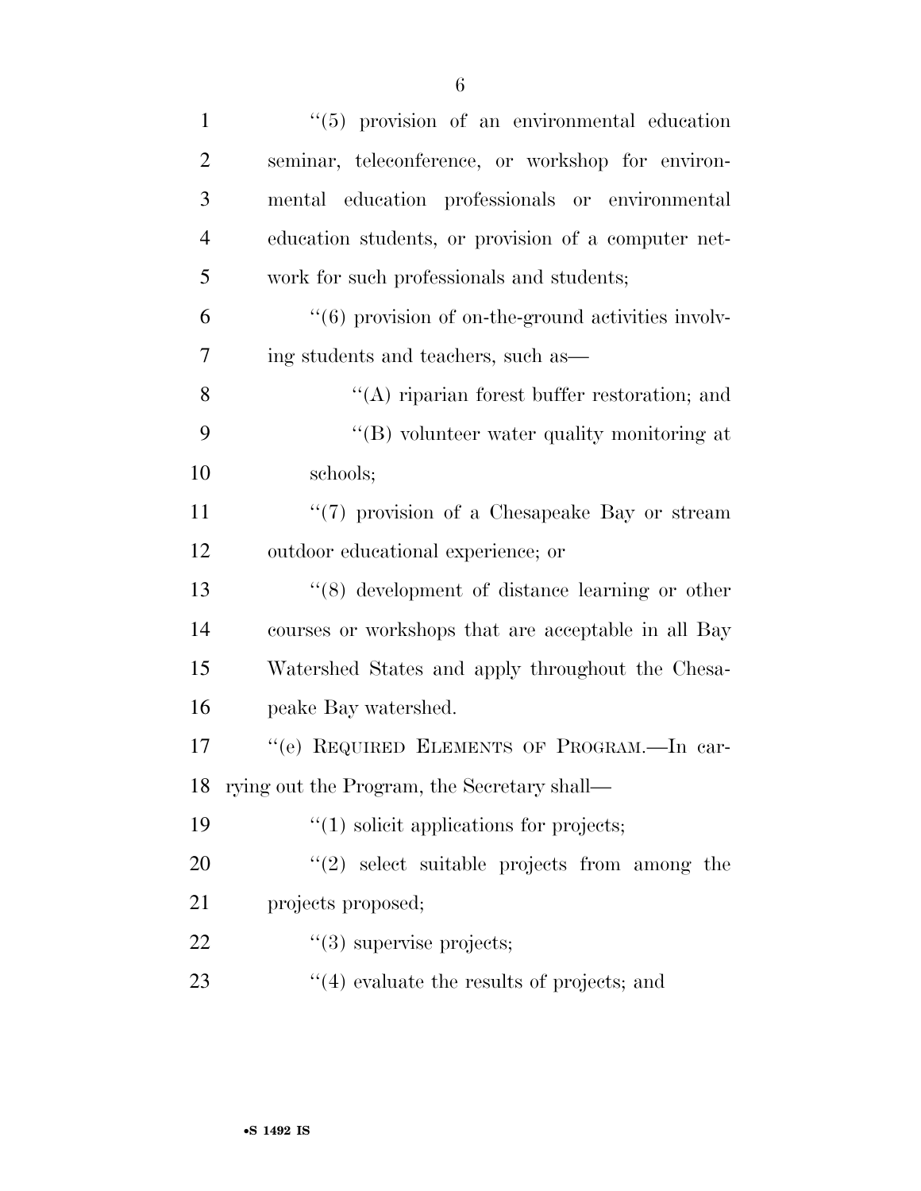"(5) provision of an environmental education seminar, teleconference, or workshop for environmental education professionals or environmental education students, or provision of a computer network for such professionals and students;

"(6) provision of on-the-ground activities involving students and teachers, such as—

"(A) riparian forest buffer restoration; and

"(B) volunteer water quality monitoring at schools;

"(7) provision of a Chesapeake Bay or stream outdoor educational experience; or

"(8) development of distance learning or other courses or workshops that are acceptable in all Bay Watershed States and apply throughout the Chesapeake Bay watershed.

"(e) REQUIRED ELEMENTS OF PROGRAM.—In carrying out the Program, the Secretary shall—

"(1) solicit applications for projects;

"(2) select suitable projects from among the projects proposed;

"(3) supervise projects;

"(4) evaluate the results of projects; and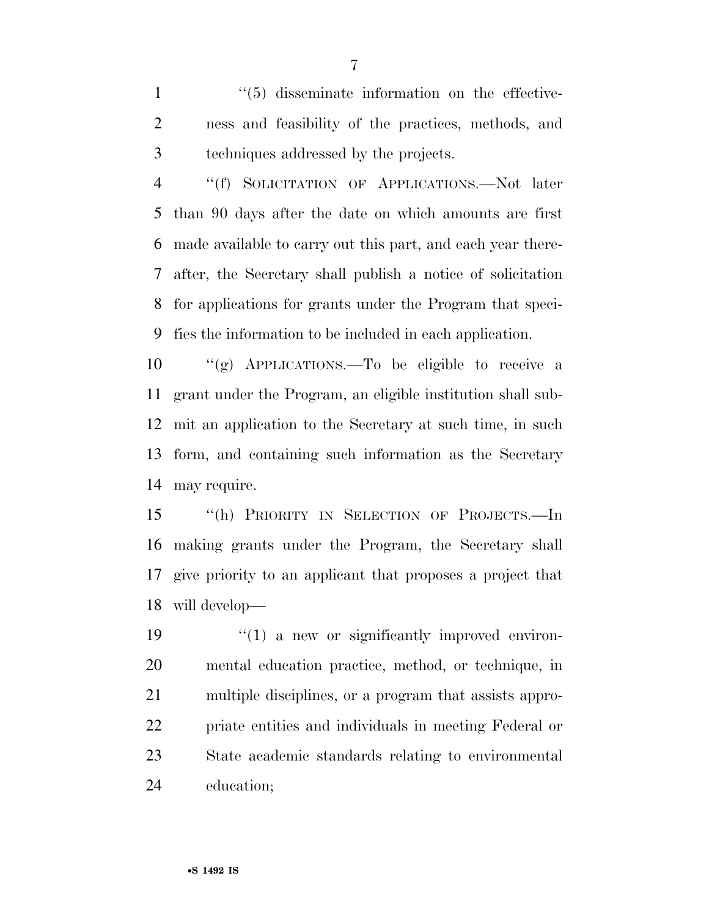"(5) disseminate information on the effectiveness and feasibility of the practices, methods, and techniques addressed by the projects.

"(f) SOLICITATION OF APPLICATIONS.—Not later than 90 days after the date on which amounts are first made available to carry out this part, and each year thereafter, the Secretary shall publish a notice of solicitation for applications for grants under the Program that specifies the information to be included in each application.

"(g) APPLICATIONS.—To be eligible to receive a grant under the Program, an eligible institution shall submit an application to the Secretary at such time, in such form, and containing such information as the Secretary may require.

"(h) PRIORITY IN SELECTION OF PROJECTS.—In making grants under the Program, the Secretary shall give priority to an applicant that proposes a project that will develop—

"(1) a new or significantly improved environmental education practice, method, or technique, in multiple disciplines, or a program that assists appropriate entities and individuals in meeting Federal or State academic standards relating to environmental education;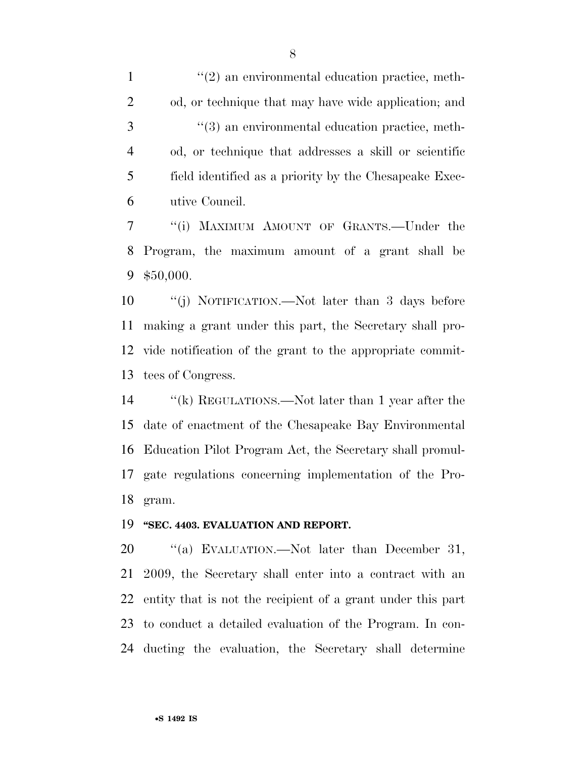''(2) an environmental education practice, method, or technique that may have wide application; and

''(3) an environmental education practice, method, or technique that addresses a skill or scientific field identified as a priority by the Chesapeake Executive Council.

''(i) MAXIMUM AMOUNT OF GRANTS.—Under the Program, the maximum amount of a grant shall be $50,000.

''(j) NOTIFICATION.—Not later than 3 days before making a grant under this part, the Secretary shall provide notification of the grant to the appropriate committees of Congress.

''(k) REGULATIONS.—Not later than 1 year after the date of enactment of the Chesapeake Bay Environmental Education Pilot Program Act, the Secretary shall promulgate regulations concerning implementation of the Program.

**''SEC. 4403. EVALUATION AND REPORT.**

''(a) EVALUATION.—Not later than December 31, 2009, the Secretary shall enter into a contract with an entity that is not the recipient of a grant under this part to conduct a detailed evaluation of the Program. In conducting the evaluation, the Secretary shall determine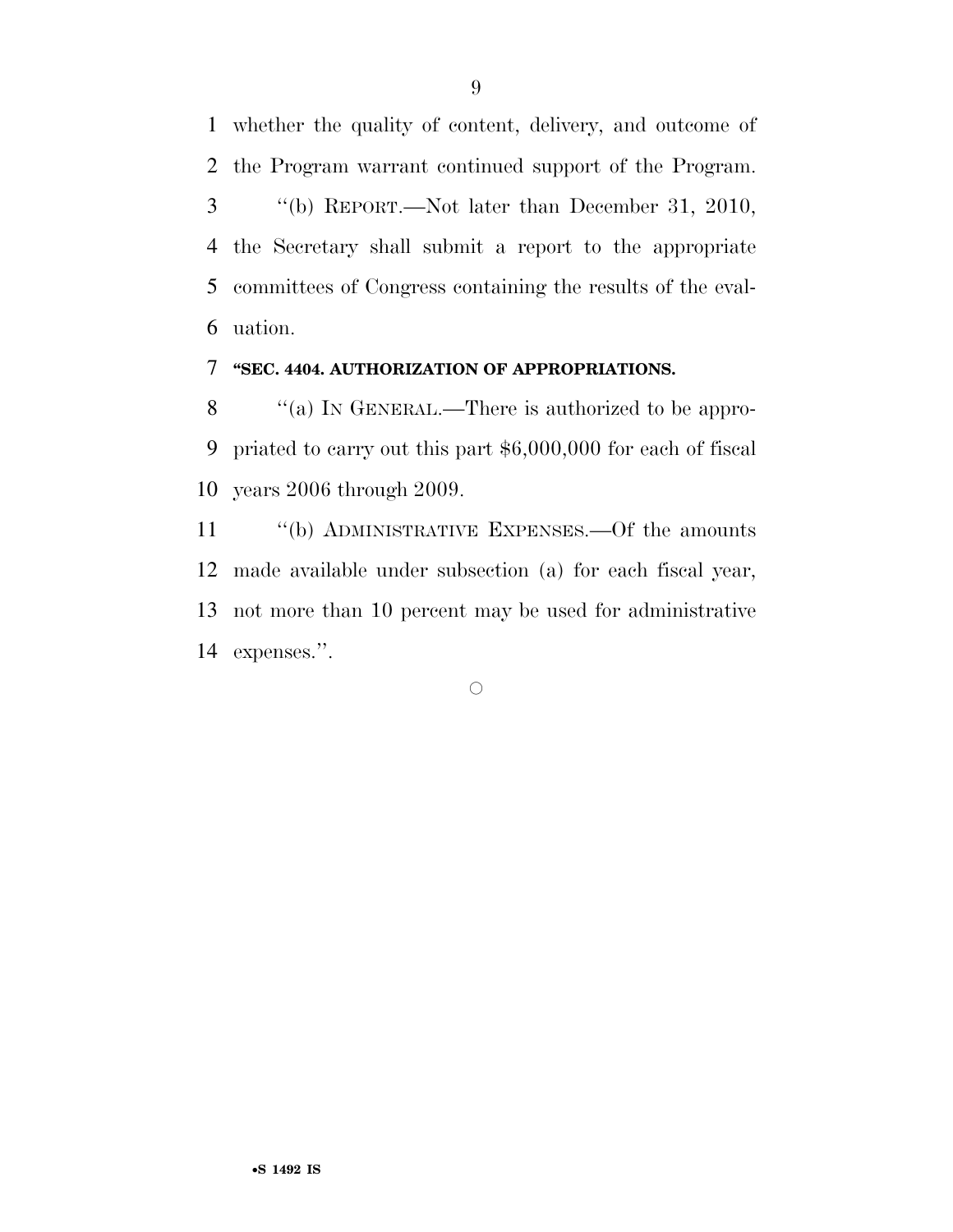whether the quality of content, delivery, and outcome of the Program warrant continued support of the Program.

"(b) REPORT.—Not later than December 31, 2010, the Secretary shall submit a report to the appropriate committees of Congress containing the results of the evaluation.

**"SEC. 4404. AUTHORIZATION OF APPROPRIATIONS.**

"(a) IN GENERAL.—There is authorized to be appropriated to carry out this part $6,000,000 for each of fiscal years 2006 through 2009.

"(b) ADMINISTRATIVE EXPENSES.—Of the amounts made available under subsection (a) for each fiscal year, not more than 10 percent may be used for administrative expenses.".

○